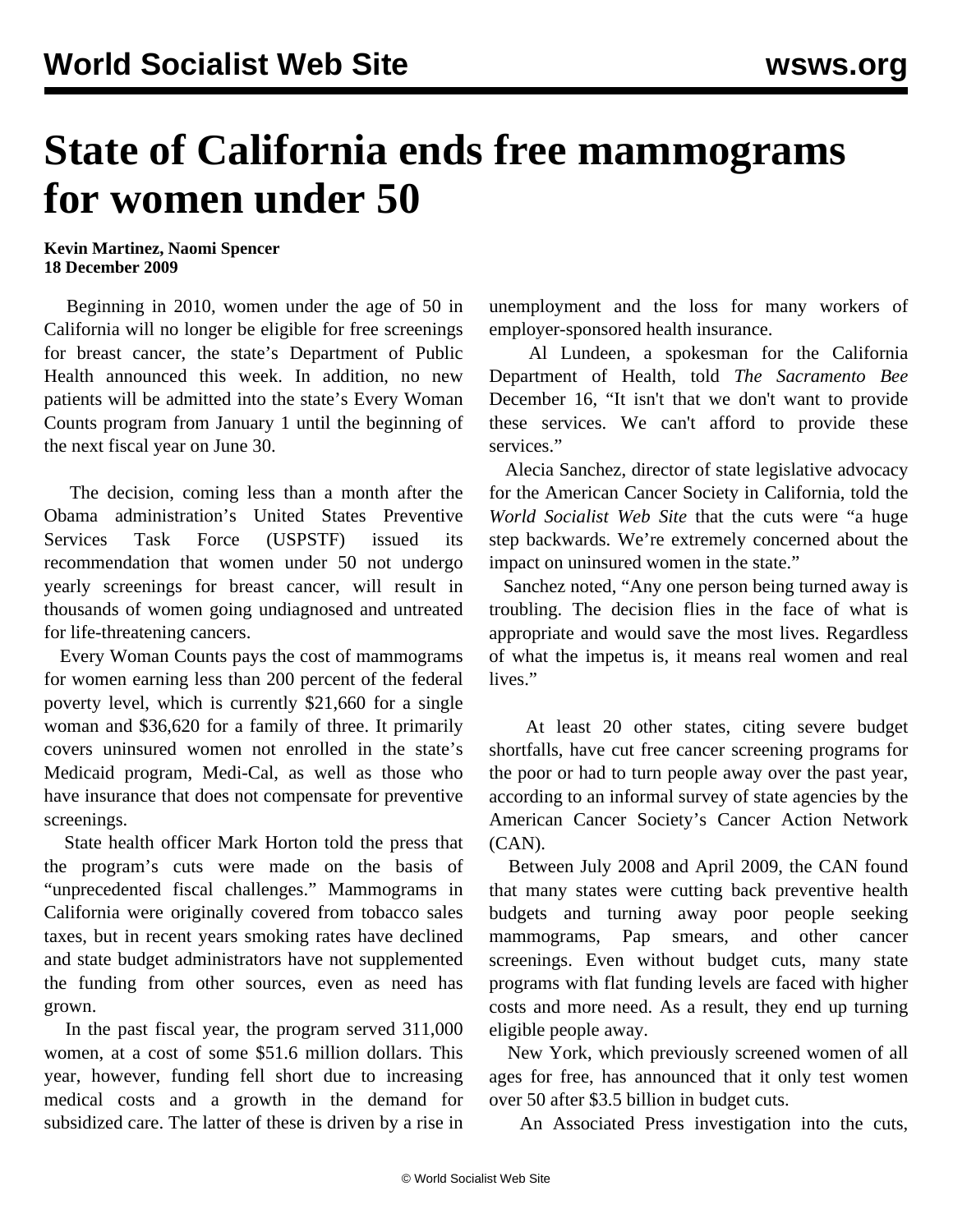# State of California ends free mammograms for women under 50

**Kevin Martinez, Naomi Spencer**
**18 December 2009**

Beginning in 2010, women under the age of 50 in California will no longer be eligible for free screenings for breast cancer, the state's Department of Public Health announced this week. In addition, no new patients will be admitted into the state's Every Woman Counts program from January 1 until the beginning of the next fiscal year on June 30.

The decision, coming less than a month after the Obama administration's United States Preventive Services Task Force (USPSTF) issued its recommendation that women under 50 not undergo yearly screenings for breast cancer, will result in thousands of women going undiagnosed and untreated for life-threatening cancers.

Every Woman Counts pays the cost of mammograms for women earning less than 200 percent of the federal poverty level, which is currently $21,660 for a single woman and $36,620 for a family of three. It primarily covers uninsured women not enrolled in the state's Medicaid program, Medi-Cal, as well as those who have insurance that does not compensate for preventive screenings.

State health officer Mark Horton told the press that the program's cuts were made on the basis of "unprecedented fiscal challenges." Mammograms in California were originally covered from tobacco sales taxes, but in recent years smoking rates have declined and state budget administrators have not supplemented the funding from other sources, even as need has grown.

In the past fiscal year, the program served 311,000 women, at a cost of some $51.6 million dollars. This year, however, funding fell short due to increasing medical costs and a growth in the demand for subsidized care. The latter of these is driven by a rise in unemployment and the loss for many workers of employer-sponsored health insurance.

Al Lundeen, a spokesman for the California Department of Health, told *The Sacramento Bee* December 16, "It isn't that we don't want to provide these services. We can't afford to provide these services."

Alecia Sanchez, director of state legislative advocacy for the American Cancer Society in California, told the *World Socialist Web Site* that the cuts were "a huge step backwards. We're extremely concerned about the impact on uninsured women in the state."

Sanchez noted, "Any one person being turned away is troubling. The decision flies in the face of what is appropriate and would save the most lives. Regardless of what the impetus is, it means real women and real lives."

At least 20 other states, citing severe budget shortfalls, have cut free cancer screening programs for the poor or had to turn people away over the past year, according to an informal survey of state agencies by the American Cancer Society's Cancer Action Network (CAN).

Between July 2008 and April 2009, the CAN found that many states were cutting back preventive health budgets and turning away poor people seeking mammograms, Pap smears, and other cancer screenings. Even without budget cuts, many state programs with flat funding levels are faced with higher costs and more need. As a result, they end up turning eligible people away.

New York, which previously screened women of all ages for free, has announced that it only test women over 50 after $3.5 billion in budget cuts.

An Associated Press investigation into the cuts,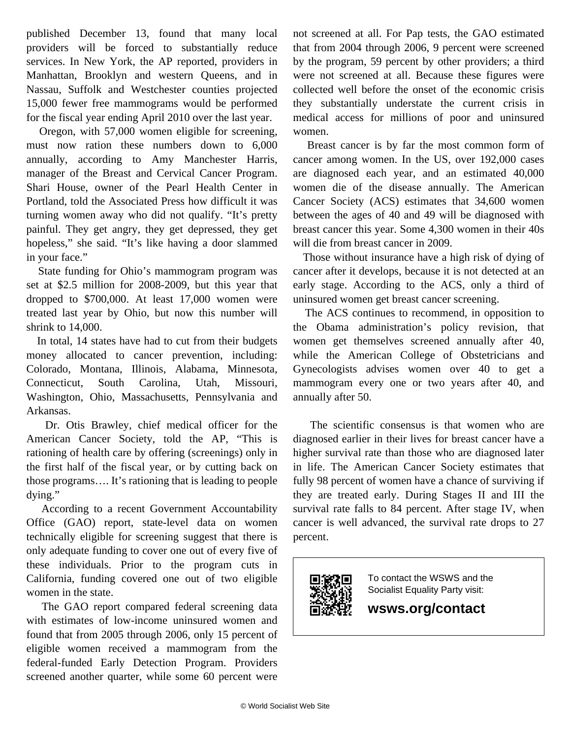published December 13, found that many local providers will be forced to substantially reduce services. In New York, the AP reported, providers in Manhattan, Brooklyn and western Queens, and in Nassau, Suffolk and Westchester counties projected 15,000 fewer free mammograms would be performed for the fiscal year ending April 2010 over the last year.

Oregon, with 57,000 women eligible for screening, must now ration these numbers down to 6,000 annually, according to Amy Manchester Harris, manager of the Breast and Cervical Cancer Program. Shari House, owner of the Pearl Health Center in Portland, told the Associated Press how difficult it was turning women away who did not qualify. "It's pretty painful. They get angry, they get depressed, they get hopeless," she said. "It's like having a door slammed in your face."

State funding for Ohio's mammogram program was set at $2.5 million for 2008-2009, but this year that dropped to $700,000. At least 17,000 women were treated last year by Ohio, but now this number will shrink to 14,000.

In total, 14 states have had to cut from their budgets money allocated to cancer prevention, including: Colorado, Montana, Illinois, Alabama, Minnesota, Connecticut, South Carolina, Utah, Missouri, Washington, Ohio, Massachusetts, Pennsylvania and Arkansas.

Dr. Otis Brawley, chief medical officer for the American Cancer Society, told the AP, "This is rationing of health care by offering (screenings) only in the first half of the fiscal year, or by cutting back on those programs…. It's rationing that is leading to people dying."

According to a recent Government Accountability Office (GAO) report, state-level data on women technically eligible for screening suggest that there is only adequate funding to cover one out of every five of these individuals. Prior to the program cuts in California, funding covered one out of two eligible women in the state.

The GAO report compared federal screening data with estimates of low-income uninsured women and found that from 2005 through 2006, only 15 percent of eligible women received a mammogram from the federal-funded Early Detection Program. Providers screened another quarter, while some 60 percent were not screened at all. For Pap tests, the GAO estimated that from 2004 through 2006, 9 percent were screened by the program, 59 percent by other providers; a third were not screened at all. Because these figures were collected well before the onset of the economic crisis they substantially understate the current crisis in medical access for millions of poor and uninsured women.

Breast cancer is by far the most common form of cancer among women. In the US, over 192,000 cases are diagnosed each year, and an estimated 40,000 women die of the disease annually. The American Cancer Society (ACS) estimates that 34,600 women between the ages of 40 and 49 will be diagnosed with breast cancer this year. Some 4,300 women in their 40s will die from breast cancer in 2009.

Those without insurance have a high risk of dying of cancer after it develops, because it is not detected at an early stage. According to the ACS, only a third of uninsured women get breast cancer screening.

The ACS continues to recommend, in opposition to the Obama administration's policy revision, that women get themselves screened annually after 40, while the American College of Obstetricians and Gynecologists advises women over 40 to get a mammogram every one or two years after 40, and annually after 50.

The scientific consensus is that women who are diagnosed earlier in their lives for breast cancer have a higher survival rate than those who are diagnosed later in life. The American Cancer Society estimates that fully 98 percent of women have a chance of surviving if they are treated early. During Stages II and III the survival rate falls to 84 percent. After stage IV, when cancer is well advanced, the survival rate drops to 27 percent.

To contact the WSWS and the Socialist Equality Party visit:

**wsws.org/contact**